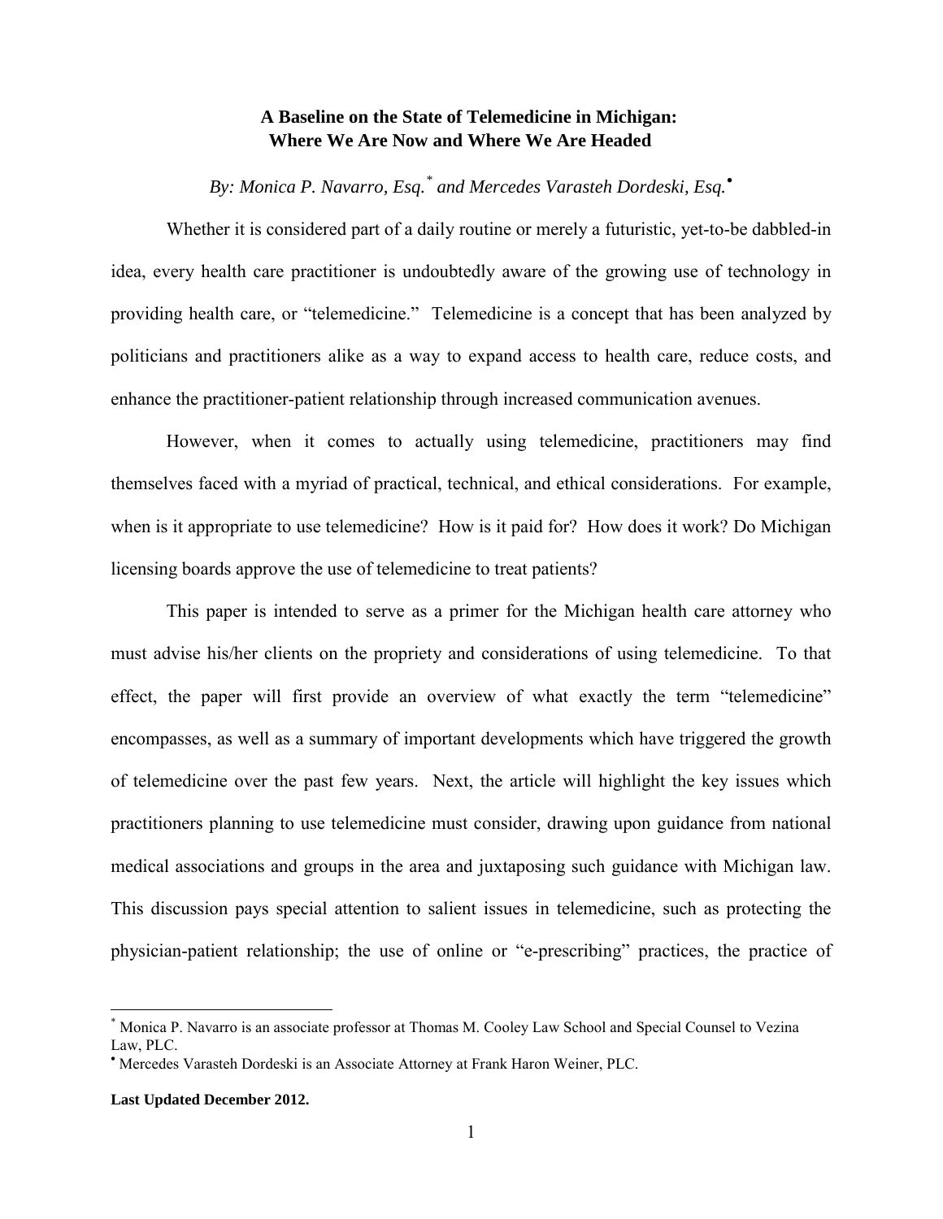# A Baseline on the State of Telemedicine in Michigan: Where We Are Now and Where We Are Headed

*By: Monica P. Navarro, Esq.[*] and Mercedes Varasteh Dordeski, Esq.[•]*

Whether it is considered part of a daily routine or merely a futuristic, yet-to-be dabbled-in idea, every health care practitioner is undoubtedly aware of the growing use of technology in providing health care, or "telemedicine." Telemedicine is a concept that has been analyzed by politicians and practitioners alike as a way to expand access to health care, reduce costs, and enhance the practitioner-patient relationship through increased communication avenues.

However, when it comes to actually using telemedicine, practitioners may find themselves faced with a myriad of practical, technical, and ethical considerations. For example, when is it appropriate to use telemedicine? How is it paid for? How does it work? Do Michigan licensing boards approve the use of telemedicine to treat patients?

This paper is intended to serve as a primer for the Michigan health care attorney who must advise his/her clients on the propriety and considerations of using telemedicine. To that effect, the paper will first provide an overview of what exactly the term "telemedicine" encompasses, as well as a summary of important developments which have triggered the growth of telemedicine over the past few years. Next, the article will highlight the key issues which practitioners planning to use telemedicine must consider, drawing upon guidance from national medical associations and groups in the area and juxtaposing such guidance with Michigan law. This discussion pays special attention to salient issues in telemedicine, such as protecting the physician-patient relationship; the use of online or "e-prescribing" practices, the practice of

---

[*] Monica P. Navarro is an associate professor at Thomas M. Cooley Law School and Special Counsel to Vezina Law, PLC.

[•] Mercedes Varasteh Dordeski is an Associate Attorney at Frank Haron Weiner, PLC.

**Last Updated December 2012.**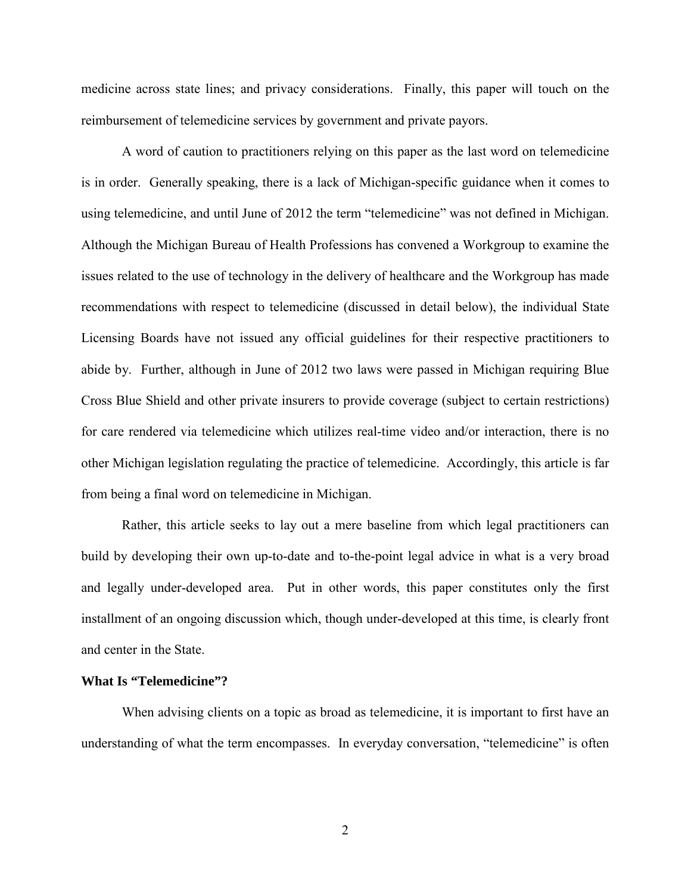medicine across state lines; and privacy considerations. Finally, this paper will touch on the reimbursement of telemedicine services by government and private payors.

A word of caution to practitioners relying on this paper as the last word on telemedicine is in order. Generally speaking, there is a lack of Michigan-specific guidance when it comes to using telemedicine, and until June of 2012 the term "telemedicine" was not defined in Michigan. Although the Michigan Bureau of Health Professions has convened a Workgroup to examine the issues related to the use of technology in the delivery of healthcare and the Workgroup has made recommendations with respect to telemedicine (discussed in detail below), the individual State Licensing Boards have not issued any official guidelines for their respective practitioners to abide by. Further, although in June of 2012 two laws were passed in Michigan requiring Blue Cross Blue Shield and other private insurers to provide coverage (subject to certain restrictions) for care rendered via telemedicine which utilizes real-time video and/or interaction, there is no other Michigan legislation regulating the practice of telemedicine. Accordingly, this article is far from being a final word on telemedicine in Michigan.

Rather, this article seeks to lay out a mere baseline from which legal practitioners can build by developing their own up-to-date and to-the-point legal advice in what is a very broad and legally under-developed area. Put in other words, this paper constitutes only the first installment of an ongoing discussion which, though under-developed at this time, is clearly front and center in the State.

**What Is "Telemedicine"?**

When advising clients on a topic as broad as telemedicine, it is important to first have an understanding of what the term encompasses. In everyday conversation, "telemedicine" is often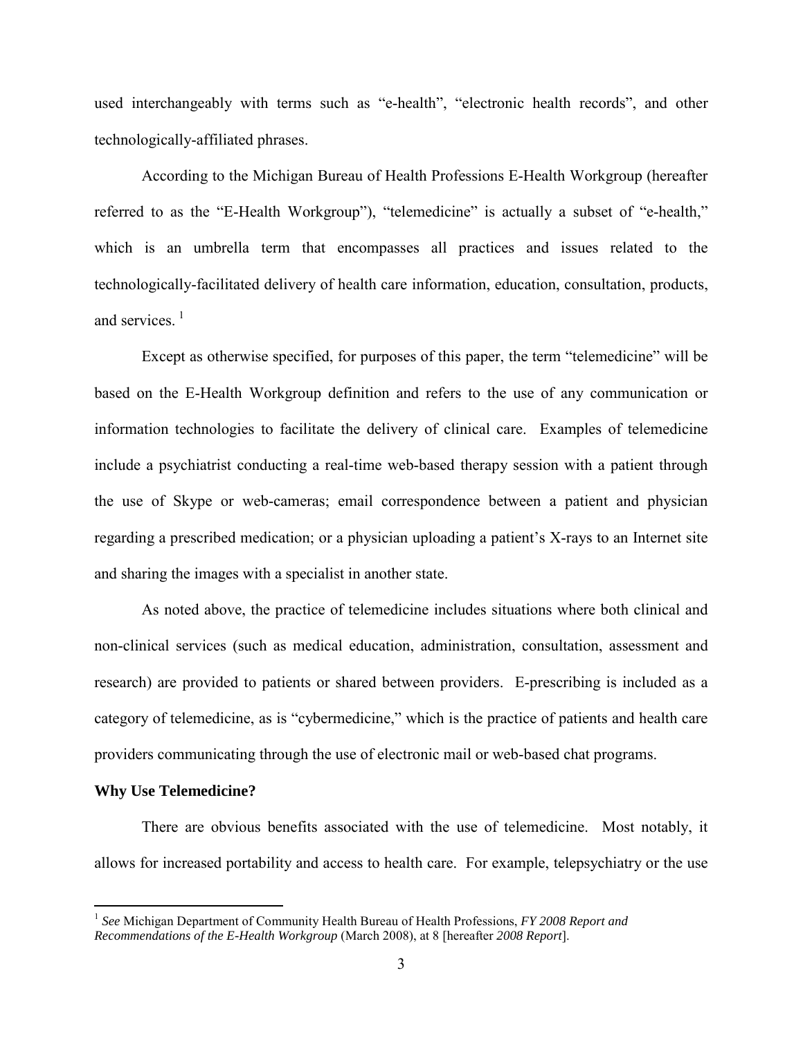used interchangeably with terms such as "e-health", "electronic health records", and other technologically-affiliated phrases.

According to the Michigan Bureau of Health Professions E-Health Workgroup (hereafter referred to as the "E-Health Workgroup"), "telemedicine" is actually a subset of "e-health," which is an umbrella term that encompasses all practices and issues related to the technologically-facilitated delivery of health care information, education, consultation, products, and services. [1]

Except as otherwise specified, for purposes of this paper, the term "telemedicine" will be based on the E-Health Workgroup definition and refers to the use of any communication or information technologies to facilitate the delivery of clinical care. Examples of telemedicine include a psychiatrist conducting a real-time web-based therapy session with a patient through the use of Skype or web-cameras; email correspondence between a patient and physician regarding a prescribed medication; or a physician uploading a patient's X-rays to an Internet site and sharing the images with a specialist in another state.

As noted above, the practice of telemedicine includes situations where both clinical and non-clinical services (such as medical education, administration, consultation, assessment and research) are provided to patients or shared between providers. E-prescribing is included as a category of telemedicine, as is "cybermedicine," which is the practice of patients and health care providers communicating through the use of electronic mail or web-based chat programs.

**Why Use Telemedicine?**

There are obvious benefits associated with the use of telemedicine. Most notably, it allows for increased portability and access to health care. For example, telepsychiatry or the use

---

[1] *See* Michigan Department of Community Health Bureau of Health Professions, *FY 2008 Report and Recommendations of the E-Health Workgroup* (March 2008), at 8 [hereafter *2008 Report*].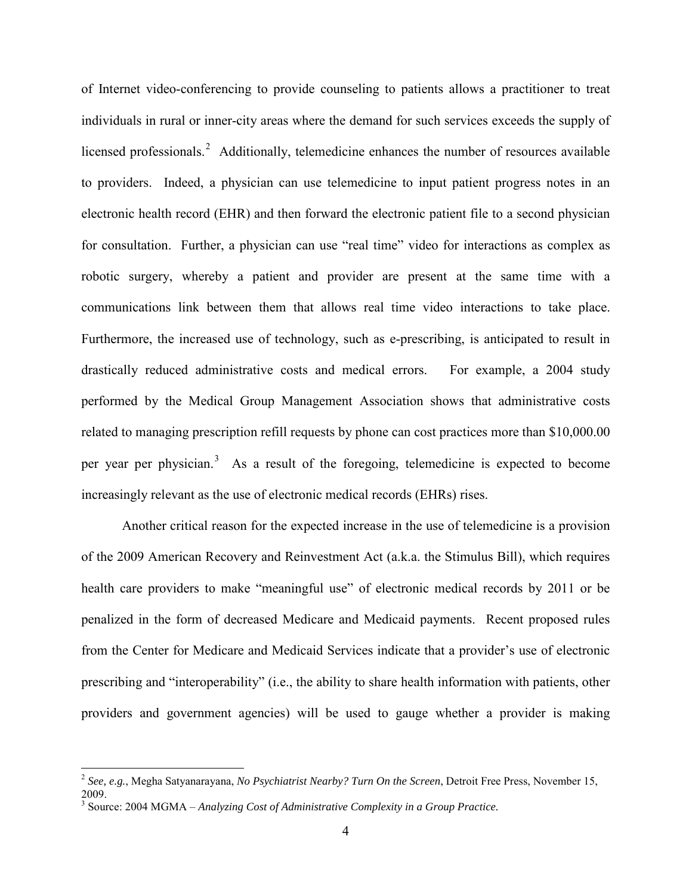of Internet video-conferencing to provide counseling to patients allows a practitioner to treat individuals in rural or inner-city areas where the demand for such services exceeds the supply of licensed professionals.[2] Additionally, telemedicine enhances the number of resources available to providers. Indeed, a physician can use telemedicine to input patient progress notes in an electronic health record (EHR) and then forward the electronic patient file to a second physician for consultation. Further, a physician can use "real time" video for interactions as complex as robotic surgery, whereby a patient and provider are present at the same time with a communications link between them that allows real time video interactions to take place. Furthermore, the increased use of technology, such as e-prescribing, is anticipated to result in drastically reduced administrative costs and medical errors. For example, a 2004 study performed by the Medical Group Management Association shows that administrative costs related to managing prescription refill requests by phone can cost practices more than $10,000.00 per year per physician.[3] As a result of the foregoing, telemedicine is expected to become increasingly relevant as the use of electronic medical records (EHRs) rises.

Another critical reason for the expected increase in the use of telemedicine is a provision of the 2009 American Recovery and Reinvestment Act (a.k.a. the Stimulus Bill), which requires health care providers to make "meaningful use" of electronic medical records by 2011 or be penalized in the form of decreased Medicare and Medicaid payments. Recent proposed rules from the Center for Medicare and Medicaid Services indicate that a provider's use of electronic prescribing and "interoperability" (i.e., the ability to share health information with patients, other providers and government agencies) will be used to gauge whether a provider is making

---

[2] *See, e.g.*, Megha Satyanarayana, *No Psychiatrist Nearby? Turn On the Screen*, Detroit Free Press, November 15, 2009.

[3] Source: 2004 MGMA – *Analyzing Cost of Administrative Complexity in a Group Practice.*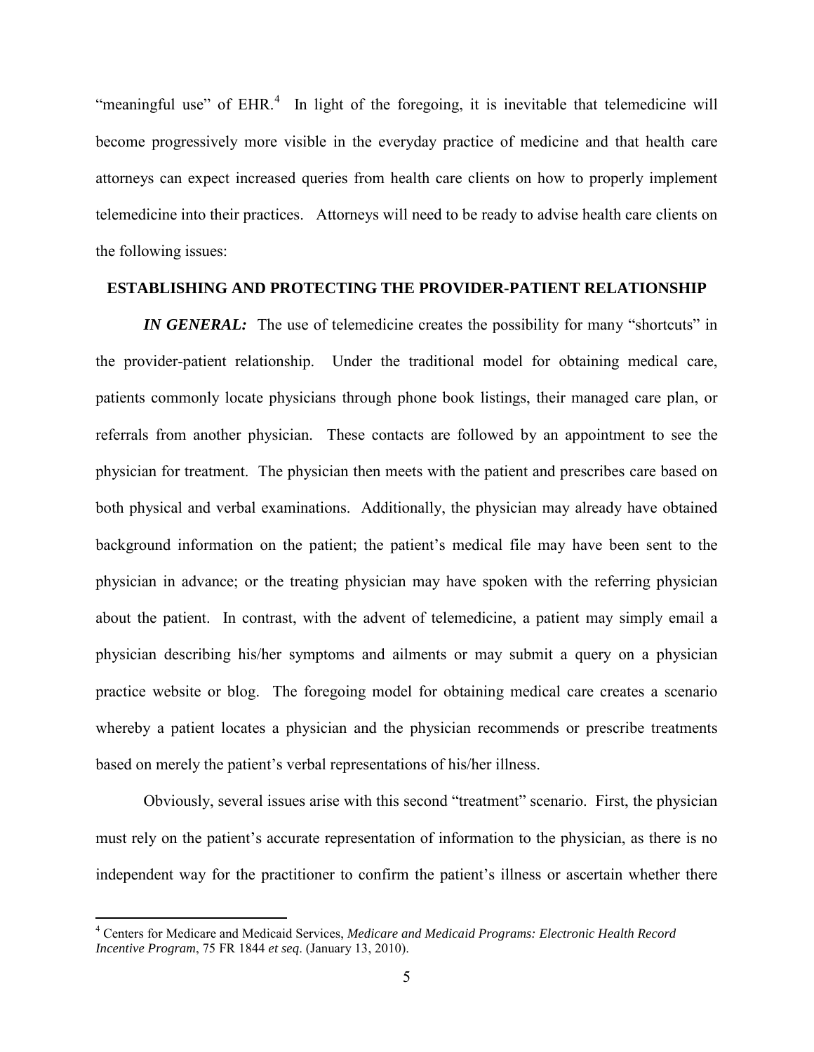"meaningful use" of EHR.[4] In light of the foregoing, it is inevitable that telemedicine will become progressively more visible in the everyday practice of medicine and that health care attorneys can expect increased queries from health care clients on how to properly implement telemedicine into their practices. Attorneys will need to be ready to advise health care clients on the following issues:

## ESTABLISHING AND PROTECTING THE PROVIDER-PATIENT RELATIONSHIP

***IN GENERAL:*** The use of telemedicine creates the possibility for many "shortcuts" in the provider-patient relationship. Under the traditional model for obtaining medical care, patients commonly locate physicians through phone book listings, their managed care plan, or referrals from another physician. These contacts are followed by an appointment to see the physician for treatment. The physician then meets with the patient and prescribes care based on both physical and verbal examinations. Additionally, the physician may already have obtained background information on the patient; the patient's medical file may have been sent to the physician in advance; or the treating physician may have spoken with the referring physician about the patient. In contrast, with the advent of telemedicine, a patient may simply email a physician describing his/her symptoms and ailments or may submit a query on a physician practice website or blog. The foregoing model for obtaining medical care creates a scenario whereby a patient locates a physician and the physician recommends or prescribe treatments based on merely the patient's verbal representations of his/her illness.

Obviously, several issues arise with this second "treatment" scenario. First, the physician must rely on the patient's accurate representation of information to the physician, as there is no independent way for the practitioner to confirm the patient's illness or ascertain whether there

[4] Centers for Medicare and Medicaid Services, *Medicare and Medicaid Programs: Electronic Health Record Incentive Program*, 75 FR 1844 *et seq*. (January 13, 2010).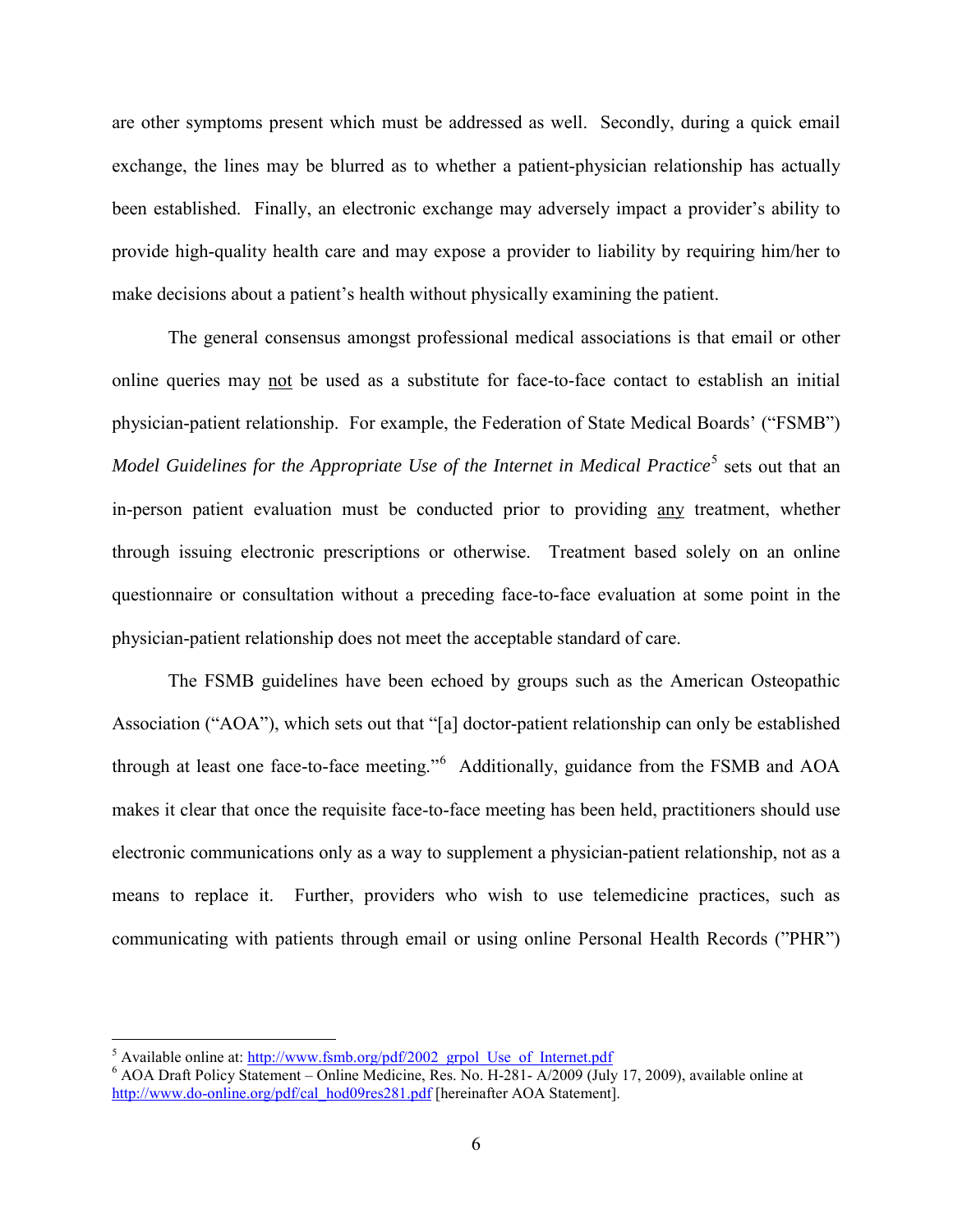are other symptoms present which must be addressed as well. Secondly, during a quick email exchange, the lines may be blurred as to whether a patient-physician relationship has actually been established. Finally, an electronic exchange may adversely impact a provider's ability to provide high-quality health care and may expose a provider to liability by requiring him/her to make decisions about a patient's health without physically examining the patient.

The general consensus amongst professional medical associations is that email or other online queries may not be used as a substitute for face-to-face contact to establish an initial physician-patient relationship. For example, the Federation of State Medical Boards' ("FSMB") *Model Guidelines for the Appropriate Use of the Internet in Medical Practice*[5] sets out that an in-person patient evaluation must be conducted prior to providing any treatment, whether through issuing electronic prescriptions or otherwise. Treatment based solely on an online questionnaire or consultation without a preceding face-to-face evaluation at some point in the physician-patient relationship does not meet the acceptable standard of care.

The FSMB guidelines have been echoed by groups such as the American Osteopathic Association ("AOA"), which sets out that "[a] doctor-patient relationship can only be established through at least one face-to-face meeting."[6] Additionally, guidance from the FSMB and AOA makes it clear that once the requisite face-to-face meeting has been held, practitioners should use electronic communications only as a way to supplement a physician-patient relationship, not as a means to replace it. Further, providers who wish to use telemedicine practices, such as communicating with patients through email or using online Personal Health Records ("PHR")

---

[5] Available online at: http://www.fsmb.org/pdf/2002_grpol_Use_of_Internet.pdf

[6] AOA Draft Policy Statement – Online Medicine, Res. No. H-281- A/2009 (July 17, 2009), available online at http://www.do-online.org/pdf/cal_hod09res281.pdf [hereinafter AOA Statement].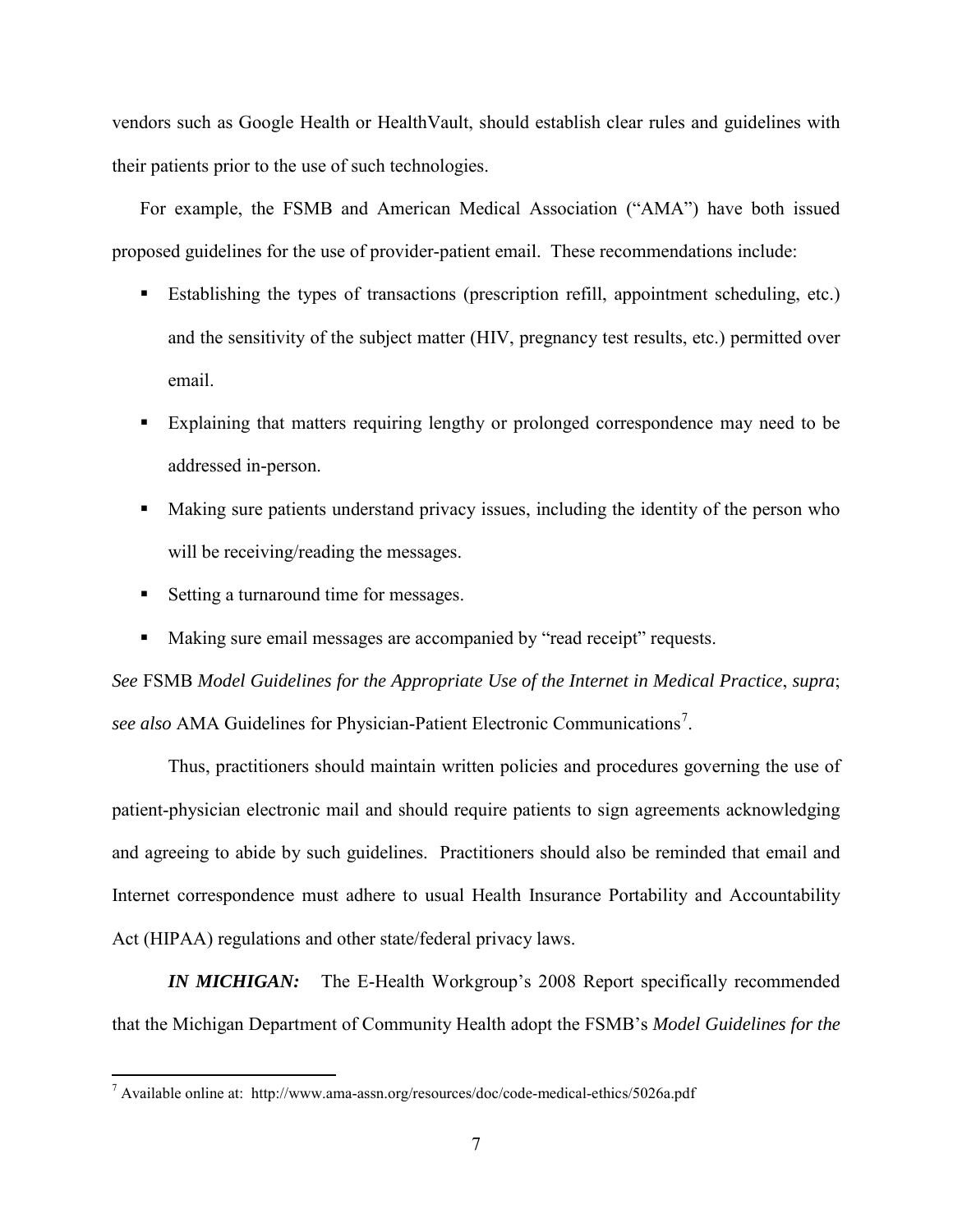vendors such as Google Health or HealthVault, should establish clear rules and guidelines with their patients prior to the use of such technologies.

For example, the FSMB and American Medical Association ("AMA") have both issued proposed guidelines for the use of provider-patient email. These recommendations include:

- Establishing the types of transactions (prescription refill, appointment scheduling, etc.) and the sensitivity of the subject matter (HIV, pregnancy test results, etc.) permitted over email.
- Explaining that matters requiring lengthy or prolonged correspondence may need to be addressed in-person.
- Making sure patients understand privacy issues, including the identity of the person who will be receiving/reading the messages.
- Setting a turnaround time for messages.
- Making sure email messages are accompanied by "read receipt" requests.

*See* FSMB *Model Guidelines for the Appropriate Use of the Internet in Medical Practice*, *supra*; *see also* AMA Guidelines for Physician-Patient Electronic Communications[7].

Thus, practitioners should maintain written policies and procedures governing the use of patient-physician electronic mail and should require patients to sign agreements acknowledging and agreeing to abide by such guidelines. Practitioners should also be reminded that email and Internet correspondence must adhere to usual Health Insurance Portability and Accountability Act (HIPAA) regulations and other state/federal privacy laws.

***IN MICHIGAN:*** The E-Health Workgroup's 2008 Report specifically recommended that the Michigan Department of Community Health adopt the FSMB's *Model Guidelines for the*

---

[7] Available online at: http://www.ama-assn.org/resources/doc/code-medical-ethics/5026a.pdf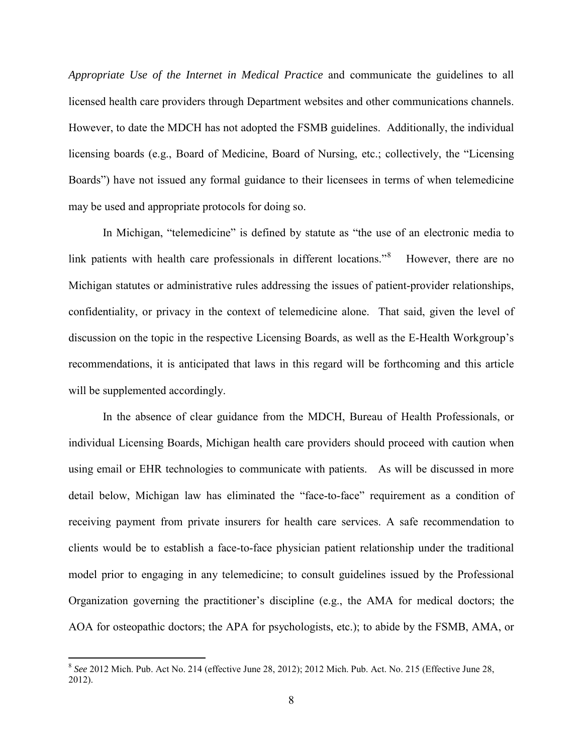*Appropriate Use of the Internet in Medical Practice* and communicate the guidelines to all licensed health care providers through Department websites and other communications channels. However, to date the MDCH has not adopted the FSMB guidelines. Additionally, the individual licensing boards (e.g., Board of Medicine, Board of Nursing, etc.; collectively, the "Licensing Boards") have not issued any formal guidance to their licensees in terms of when telemedicine may be used and appropriate protocols for doing so.

In Michigan, "telemedicine" is defined by statute as "the use of an electronic media to link patients with health care professionals in different locations."[8] However, there are no Michigan statutes or administrative rules addressing the issues of patient-provider relationships, confidentiality, or privacy in the context of telemedicine alone. That said, given the level of discussion on the topic in the respective Licensing Boards, as well as the E-Health Workgroup's recommendations, it is anticipated that laws in this regard will be forthcoming and this article will be supplemented accordingly.

In the absence of clear guidance from the MDCH, Bureau of Health Professionals, or individual Licensing Boards, Michigan health care providers should proceed with caution when using email or EHR technologies to communicate with patients. As will be discussed in more detail below, Michigan law has eliminated the "face-to-face" requirement as a condition of receiving payment from private insurers for health care services. A safe recommendation to clients would be to establish a face-to-face physician patient relationship under the traditional model prior to engaging in any telemedicine; to consult guidelines issued by the Professional Organization governing the practitioner's discipline (e.g., the AMA for medical doctors; the AOA for osteopathic doctors; the APA for psychologists, etc.); to abide by the FSMB, AMA, or

[8] *See* 2012 Mich. Pub. Act No. 214 (effective June 28, 2012); 2012 Mich. Pub. Act. No. 215 (Effective June 28, 2012).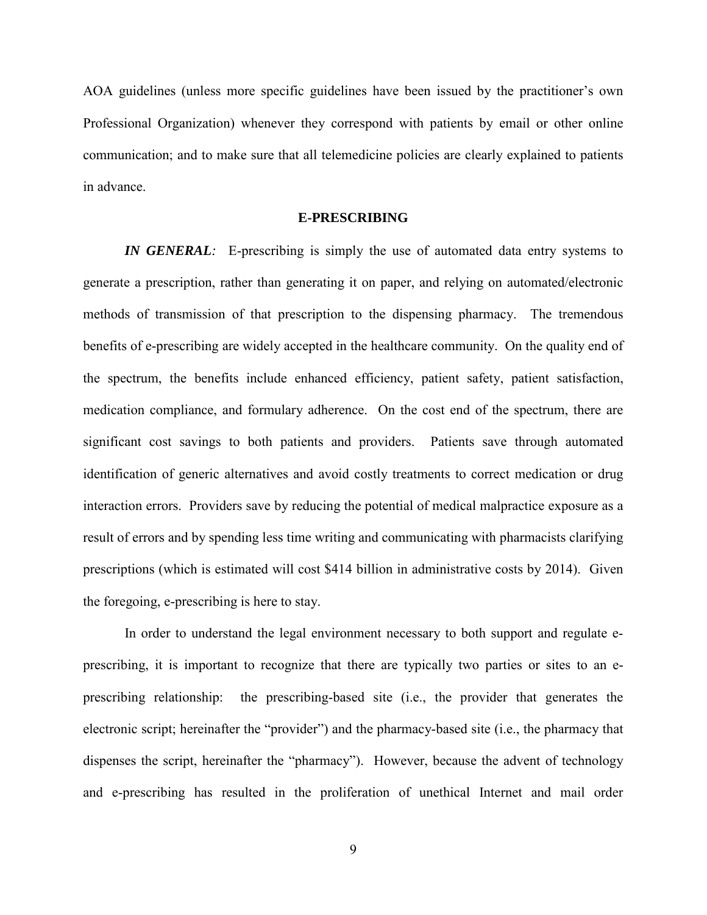AOA guidelines (unless more specific guidelines have been issued by the practitioner's own Professional Organization) whenever they correspond with patients by email or other online communication; and to make sure that all telemedicine policies are clearly explained to patients in advance.

## E-PRESCRIBING

***IN GENERAL:*** E-prescribing is simply the use of automated data entry systems to generate a prescription, rather than generating it on paper, and relying on automated/electronic methods of transmission of that prescription to the dispensing pharmacy. The tremendous benefits of e-prescribing are widely accepted in the healthcare community. On the quality end of the spectrum, the benefits include enhanced efficiency, patient safety, patient satisfaction, medication compliance, and formulary adherence. On the cost end of the spectrum, there are significant cost savings to both patients and providers. Patients save through automated identification of generic alternatives and avoid costly treatments to correct medication or drug interaction errors. Providers save by reducing the potential of medical malpractice exposure as a result of errors and by spending less time writing and communicating with pharmacists clarifying prescriptions (which is estimated will cost $414 billion in administrative costs by 2014). Given the foregoing, e-prescribing is here to stay.

In order to understand the legal environment necessary to both support and regulate e-prescribing, it is important to recognize that there are typically two parties or sites to an e-prescribing relationship: the prescribing-based site (i.e., the provider that generates the electronic script; hereinafter the "provider") and the pharmacy-based site (i.e., the pharmacy that dispenses the script, hereinafter the "pharmacy"). However, because the advent of technology and e-prescribing has resulted in the proliferation of unethical Internet and mail order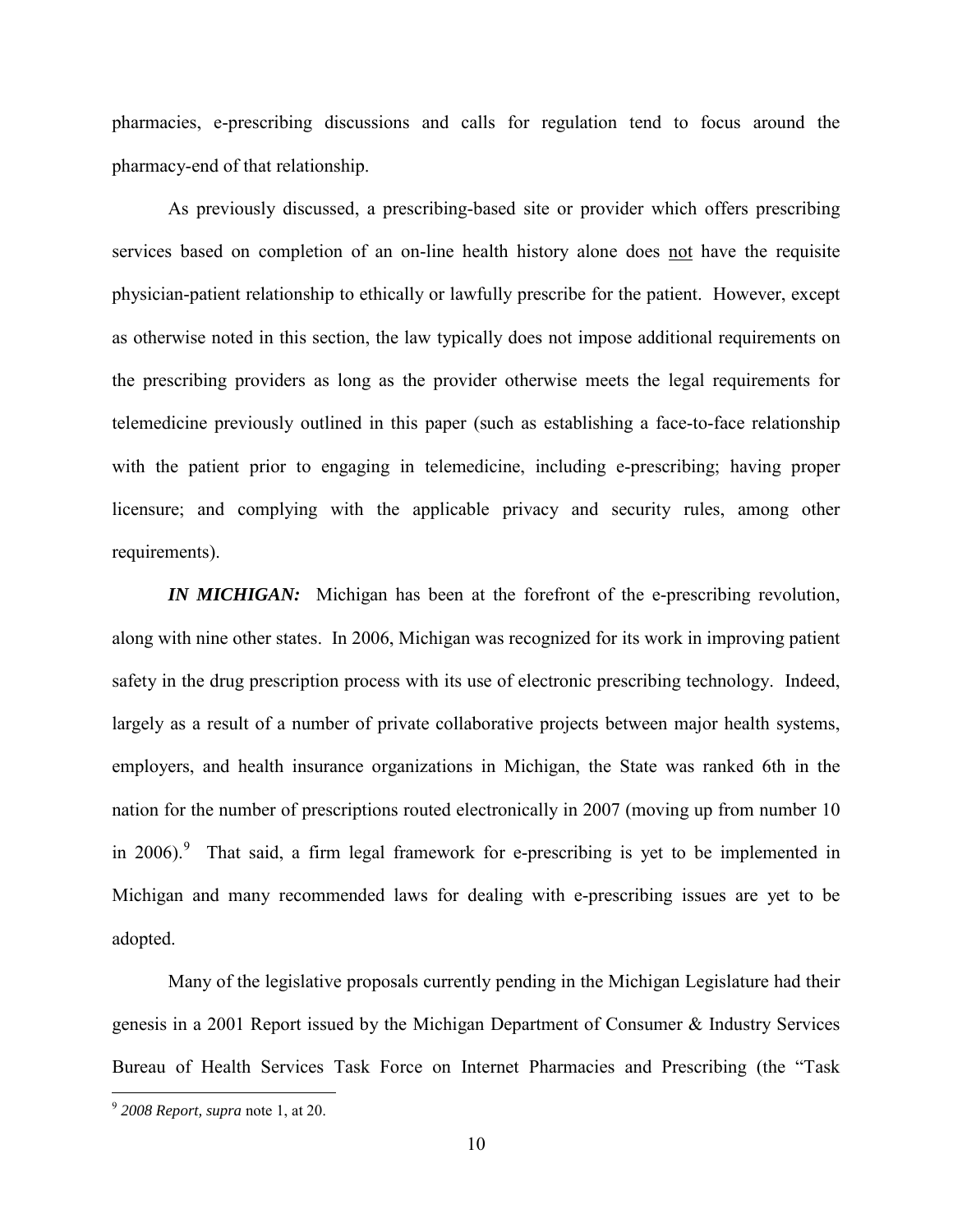pharmacies, e-prescribing discussions and calls for regulation tend to focus around the pharmacy-end of that relationship.

As previously discussed, a prescribing-based site or provider which offers prescribing services based on completion of an on-line health history alone does <u>not</u> have the requisite physician-patient relationship to ethically or lawfully prescribe for the patient. However, except as otherwise noted in this section, the law typically does not impose additional requirements on the prescribing providers as long as the provider otherwise meets the legal requirements for telemedicine previously outlined in this paper (such as establishing a face-to-face relationship with the patient prior to engaging in telemedicine, including e-prescribing; having proper licensure; and complying with the applicable privacy and security rules, among other requirements).

***IN MICHIGAN:*** Michigan has been at the forefront of the e-prescribing revolution, along with nine other states. In 2006, Michigan was recognized for its work in improving patient safety in the drug prescription process with its use of electronic prescribing technology. Indeed, largely as a result of a number of private collaborative projects between major health systems, employers, and health insurance organizations in Michigan, the State was ranked 6th in the nation for the number of prescriptions routed electronically in 2007 (moving up from number 10 in 2006).[9] That said, a firm legal framework for e-prescribing is yet to be implemented in Michigan and many recommended laws for dealing with e-prescribing issues are yet to be adopted.

Many of the legislative proposals currently pending in the Michigan Legislature had their genesis in a 2001 Report issued by the Michigan Department of Consumer & Industry Services Bureau of Health Services Task Force on Internet Pharmacies and Prescribing (the "Task

[9] *2008 Report, supra* note 1, at 20.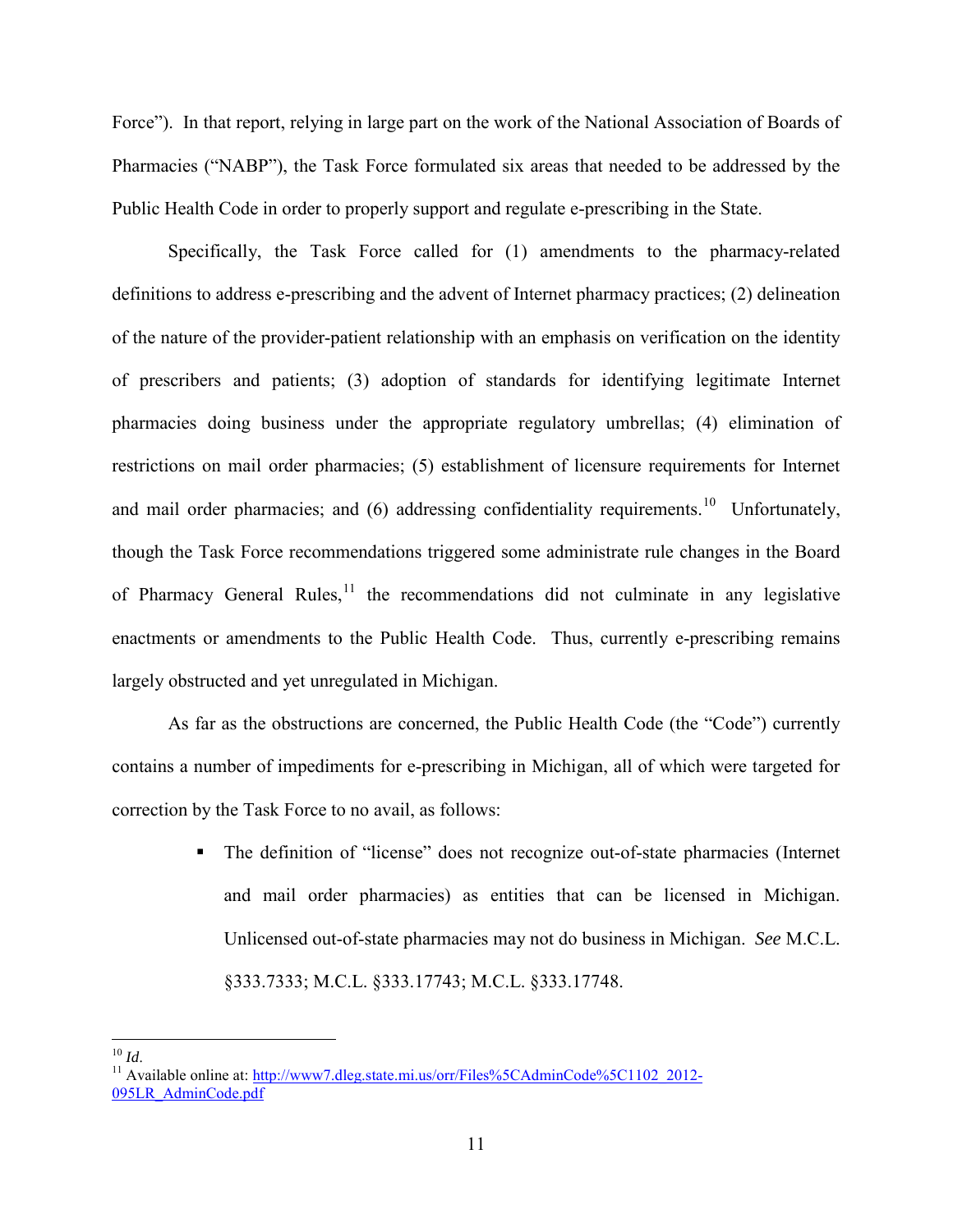Force"). In that report, relying in large part on the work of the National Association of Boards of Pharmacies ("NABP"), the Task Force formulated six areas that needed to be addressed by the Public Health Code in order to properly support and regulate e-prescribing in the State.

Specifically, the Task Force called for (1) amendments to the pharmacy-related definitions to address e-prescribing and the advent of Internet pharmacy practices; (2) delineation of the nature of the provider-patient relationship with an emphasis on verification on the identity of prescribers and patients; (3) adoption of standards for identifying legitimate Internet pharmacies doing business under the appropriate regulatory umbrellas; (4) elimination of restrictions on mail order pharmacies; (5) establishment of licensure requirements for Internet and mail order pharmacies; and (6) addressing confidentiality requirements.[10] Unfortunately, though the Task Force recommendations triggered some administrate rule changes in the Board of Pharmacy General Rules,[11] the recommendations did not culminate in any legislative enactments or amendments to the Public Health Code. Thus, currently e-prescribing remains largely obstructed and yet unregulated in Michigan.

As far as the obstructions are concerned, the Public Health Code (the "Code") currently contains a number of impediments for e-prescribing in Michigan, all of which were targeted for correction by the Task Force to no avail, as follows:

- The definition of "license" does not recognize out-of-state pharmacies (Internet and mail order pharmacies) as entities that can be licensed in Michigan. Unlicensed out-of-state pharmacies may not do business in Michigan. *See* M.C.L. §333.7333; M.C.L. §333.17743; M.C.L. §333.17748.

---

[10] *Id*.

[11] Available online at: http://www7.dleg.state.mi.us/orr/Files%5CAdminCode%5C1102_2012-095LR_AdminCode.pdf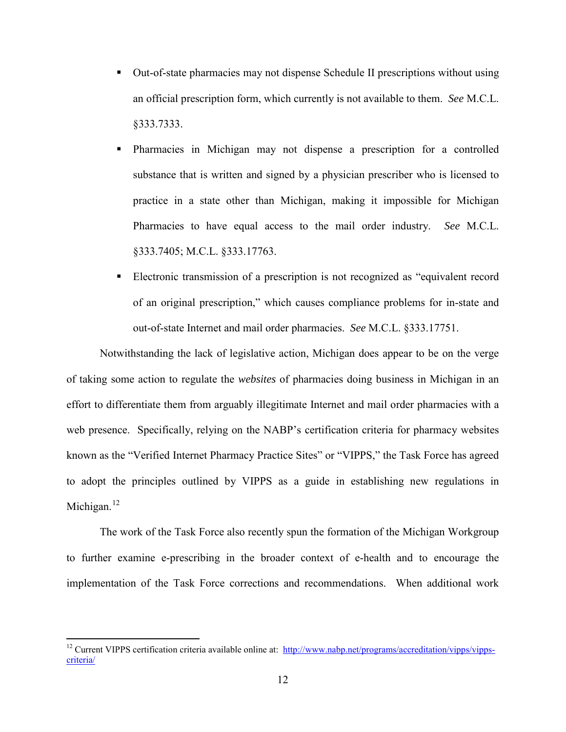- Out-of-state pharmacies may not dispense Schedule II prescriptions without using an official prescription form, which currently is not available to them. *See* M.C.L. §333.7333.
- Pharmacies in Michigan may not dispense a prescription for a controlled substance that is written and signed by a physician prescriber who is licensed to practice in a state other than Michigan, making it impossible for Michigan Pharmacies to have equal access to the mail order industry. *See* M.C.L. §333.7405; M.C.L. §333.17763.
- Electronic transmission of a prescription is not recognized as "equivalent record of an original prescription," which causes compliance problems for in-state and out-of-state Internet and mail order pharmacies. *See* M.C.L. §333.17751.

Notwithstanding the lack of legislative action, Michigan does appear to be on the verge of taking some action to regulate the *websites* of pharmacies doing business in Michigan in an effort to differentiate them from arguably illegitimate Internet and mail order pharmacies with a web presence. Specifically, relying on the NABP's certification criteria for pharmacy websites known as the "Verified Internet Pharmacy Practice Sites" or "VIPPS," the Task Force has agreed to adopt the principles outlined by VIPPS as a guide in establishing new regulations in Michigan.[12]

The work of the Task Force also recently spun the formation of the Michigan Workgroup to further examine e-prescribing in the broader context of e-health and to encourage the implementation of the Task Force corrections and recommendations. When additional work

---

[12] Current VIPPS certification criteria available online at: http://www.nabp.net/programs/accreditation/vipps/vipps-criteria/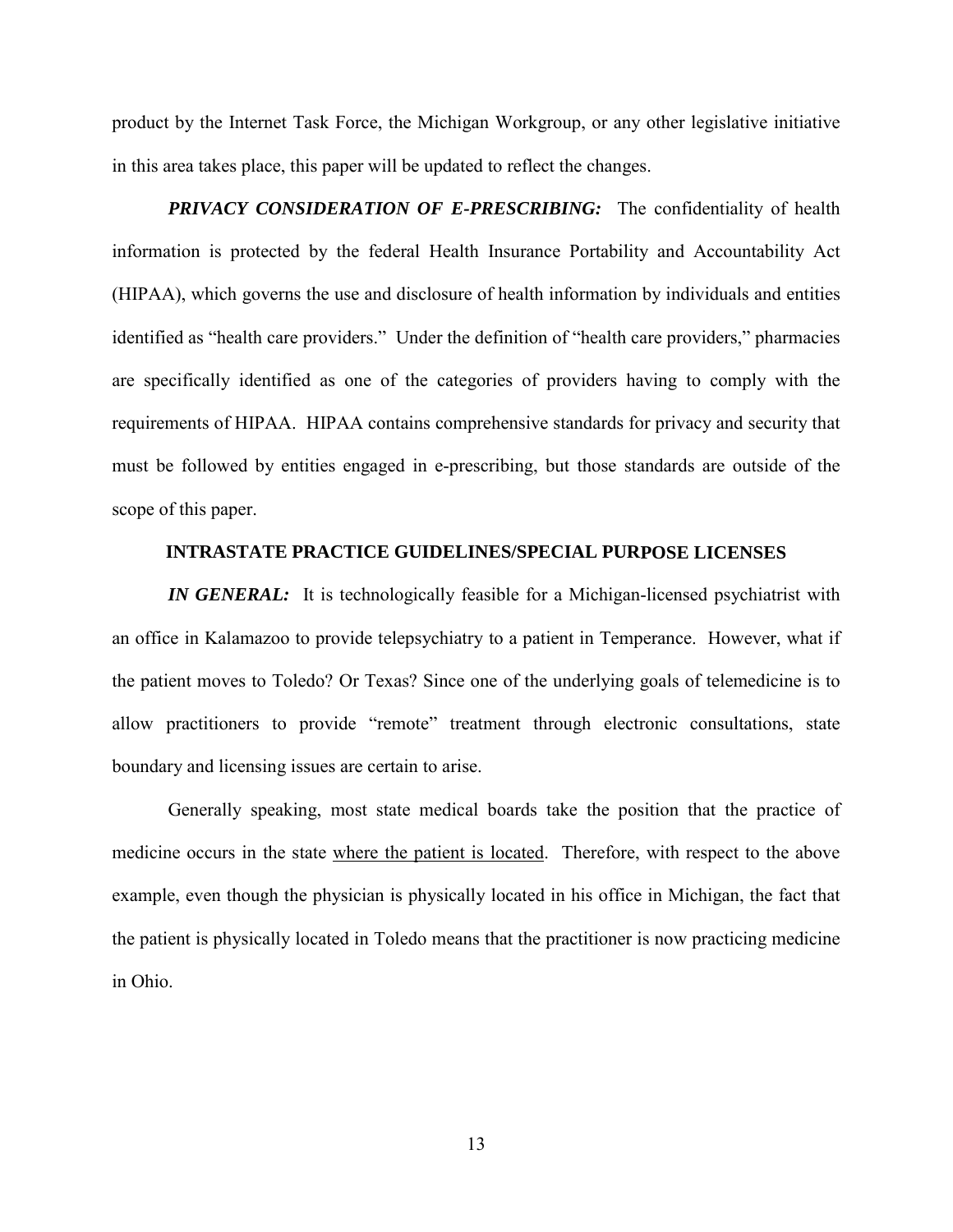product by the Internet Task Force, the Michigan Workgroup, or any other legislative initiative in this area takes place, this paper will be updated to reflect the changes.

***PRIVACY CONSIDERATION OF E-PRESCRIBING:*** The confidentiality of health information is protected by the federal Health Insurance Portability and Accountability Act (HIPAA), which governs the use and disclosure of health information by individuals and entities identified as "health care providers." Under the definition of "health care providers," pharmacies are specifically identified as one of the categories of providers having to comply with the requirements of HIPAA. HIPAA contains comprehensive standards for privacy and security that must be followed by entities engaged in e-prescribing, but those standards are outside of the scope of this paper.

## INTRASTATE PRACTICE GUIDELINES/SPECIAL PURPOSE LICENSES

***IN GENERAL:*** It is technologically feasible for a Michigan-licensed psychiatrist with an office in Kalamazoo to provide telepsychiatry to a patient in Temperance. However, what if the patient moves to Toledo? Or Texas? Since one of the underlying goals of telemedicine is to allow practitioners to provide "remote" treatment through electronic consultations, state boundary and licensing issues are certain to arise.

Generally speaking, most state medical boards take the position that the practice of medicine occurs in the state <u>where the patient is located</u>. Therefore, with respect to the above example, even though the physician is physically located in his office in Michigan, the fact that the patient is physically located in Toledo means that the practitioner is now practicing medicine in Ohio.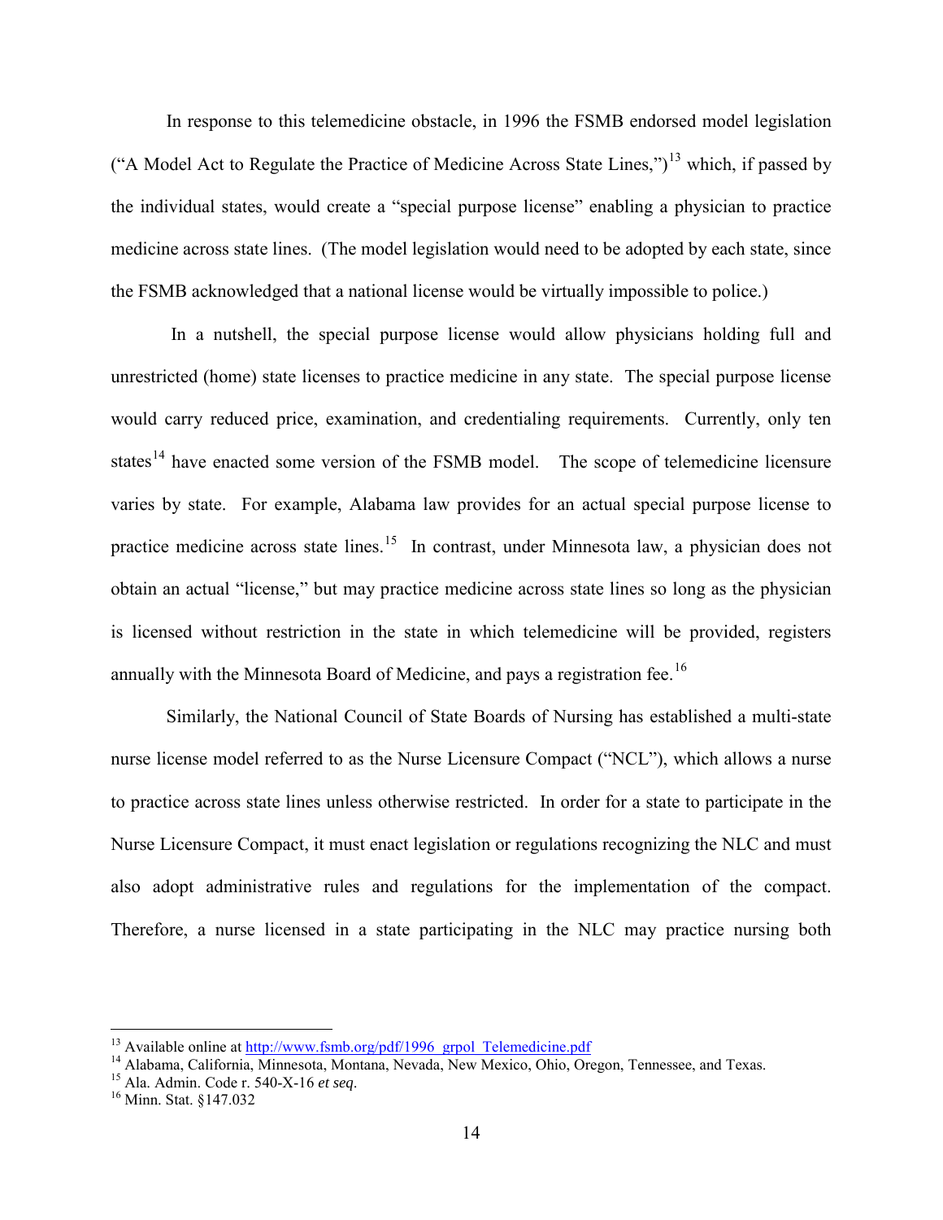In response to this telemedicine obstacle, in 1996 the FSMB endorsed model legislation ("A Model Act to Regulate the Practice of Medicine Across State Lines,")[13] which, if passed by the individual states, would create a "special purpose license" enabling a physician to practice medicine across state lines. (The model legislation would need to be adopted by each state, since the FSMB acknowledged that a national license would be virtually impossible to police.)

In a nutshell, the special purpose license would allow physicians holding full and unrestricted (home) state licenses to practice medicine in any state. The special purpose license would carry reduced price, examination, and credentialing requirements. Currently, only ten states[14] have enacted some version of the FSMB model. The scope of telemedicine licensure varies by state. For example, Alabama law provides for an actual special purpose license to practice medicine across state lines.[15] In contrast, under Minnesota law, a physician does not obtain an actual "license," but may practice medicine across state lines so long as the physician is licensed without restriction in the state in which telemedicine will be provided, registers annually with the Minnesota Board of Medicine, and pays a registration fee.[16]

Similarly, the National Council of State Boards of Nursing has established a multi-state nurse license model referred to as the Nurse Licensure Compact ("NCL"), which allows a nurse to practice across state lines unless otherwise restricted. In order for a state to participate in the Nurse Licensure Compact, it must enact legislation or regulations recognizing the NLC and must also adopt administrative rules and regulations for the implementation of the compact. Therefore, a nurse licensed in a state participating in the NLC may practice nursing both

---

[13] Available online at http://www.fsmb.org/pdf/1996_grpol_Telemedicine.pdf

[14] Alabama, California, Minnesota, Montana, Nevada, New Mexico, Ohio, Oregon, Tennessee, and Texas.

[15] Ala. Admin. Code r. 540-X-16 *et seq*.

[16] Minn. Stat. §147.032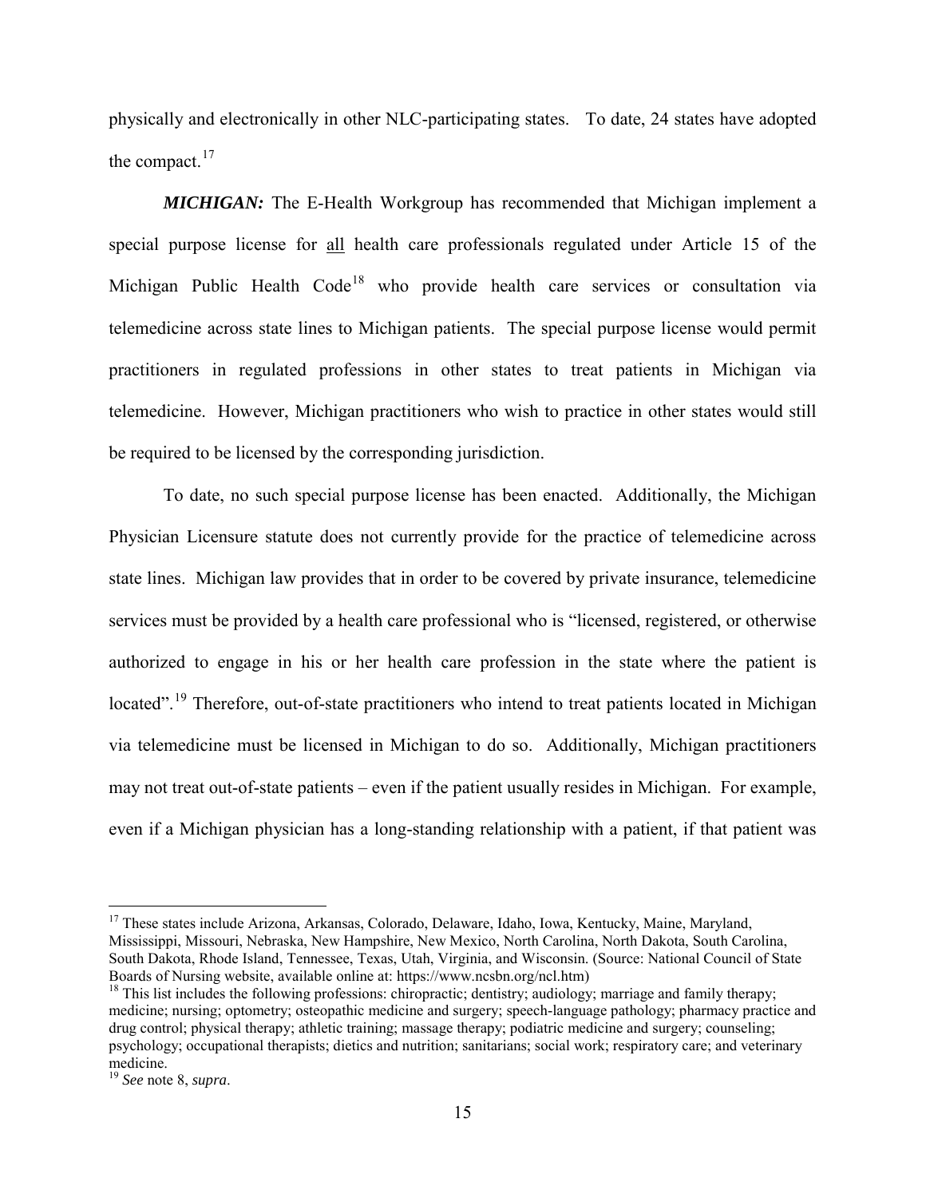physically and electronically in other NLC-participating states. To date, 24 states have adopted the compact.[17]

***MICHIGAN:*** The E-Health Workgroup has recommended that Michigan implement a special purpose license for all health care professionals regulated under Article 15 of the Michigan Public Health Code[18] who provide health care services or consultation via telemedicine across state lines to Michigan patients. The special purpose license would permit practitioners in regulated professions in other states to treat patients in Michigan via telemedicine. However, Michigan practitioners who wish to practice in other states would still be required to be licensed by the corresponding jurisdiction.

To date, no such special purpose license has been enacted. Additionally, the Michigan Physician Licensure statute does not currently provide for the practice of telemedicine across state lines. Michigan law provides that in order to be covered by private insurance, telemedicine services must be provided by a health care professional who is "licensed, registered, or otherwise authorized to engage in his or her health care profession in the state where the patient is located".[19] Therefore, out-of-state practitioners who intend to treat patients located in Michigan via telemedicine must be licensed in Michigan to do so. Additionally, Michigan practitioners may not treat out-of-state patients – even if the patient usually resides in Michigan. For example, even if a Michigan physician has a long-standing relationship with a patient, if that patient was

---

[17] These states include Arizona, Arkansas, Colorado, Delaware, Idaho, Iowa, Kentucky, Maine, Maryland, Mississippi, Missouri, Nebraska, New Hampshire, New Mexico, North Carolina, North Dakota, South Carolina, South Dakota, Rhode Island, Tennessee, Texas, Utah, Virginia, and Wisconsin. (Source: National Council of State Boards of Nursing website, available online at: https://www.ncsbn.org/ncl.htm)

[18] This list includes the following professions: chiropractic; dentistry; audiology; marriage and family therapy; medicine; nursing; optometry; osteopathic medicine and surgery; speech-language pathology; pharmacy practice and drug control; physical therapy; athletic training; massage therapy; podiatric medicine and surgery; counseling; psychology; occupational therapists; dietics and nutrition; sanitarians; social work; respiratory care; and veterinary medicine.

[19] *See* note 8, *supra*.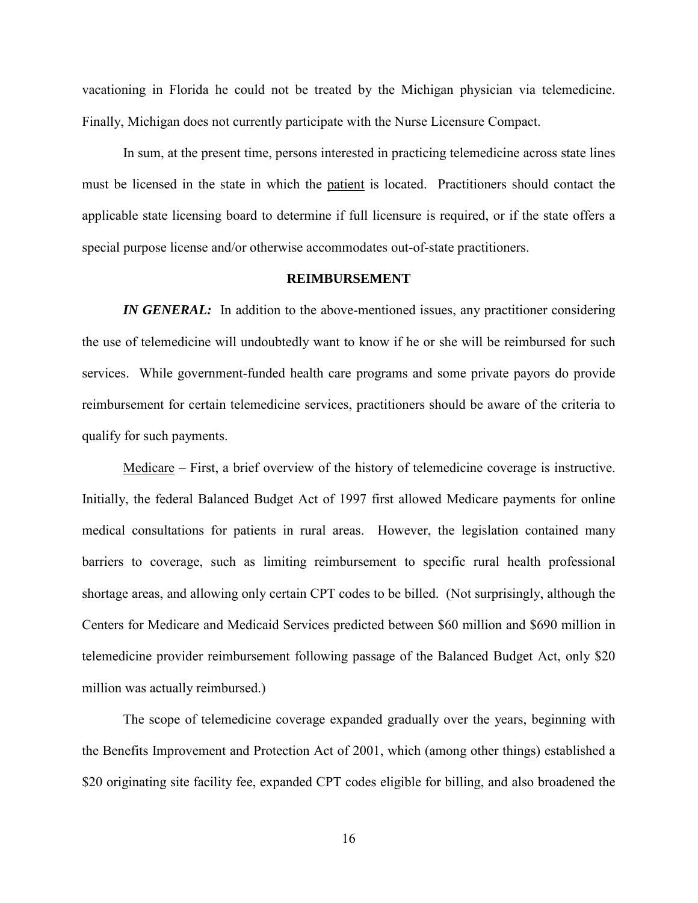vacationing in Florida he could not be treated by the Michigan physician via telemedicine. Finally, Michigan does not currently participate with the Nurse Licensure Compact.

In sum, at the present time, persons interested in practicing telemedicine across state lines must be licensed in the state in which the patient is located. Practitioners should contact the applicable state licensing board to determine if full licensure is required, or if the state offers a special purpose license and/or otherwise accommodates out-of-state practitioners.

## REIMBURSEMENT

***IN GENERAL:*** In addition to the above-mentioned issues, any practitioner considering the use of telemedicine will undoubtedly want to know if he or she will be reimbursed for such services. While government-funded health care programs and some private payors do provide reimbursement for certain telemedicine services, practitioners should be aware of the criteria to qualify for such payments.

Medicare – First, a brief overview of the history of telemedicine coverage is instructive. Initially, the federal Balanced Budget Act of 1997 first allowed Medicare payments for online medical consultations for patients in rural areas. However, the legislation contained many barriers to coverage, such as limiting reimbursement to specific rural health professional shortage areas, and allowing only certain CPT codes to be billed. (Not surprisingly, although the Centers for Medicare and Medicaid Services predicted between $60 million and $690 million in telemedicine provider reimbursement following passage of the Balanced Budget Act, only $20 million was actually reimbursed.)

The scope of telemedicine coverage expanded gradually over the years, beginning with the Benefits Improvement and Protection Act of 2001, which (among other things) established a $20 originating site facility fee, expanded CPT codes eligible for billing, and also broadened the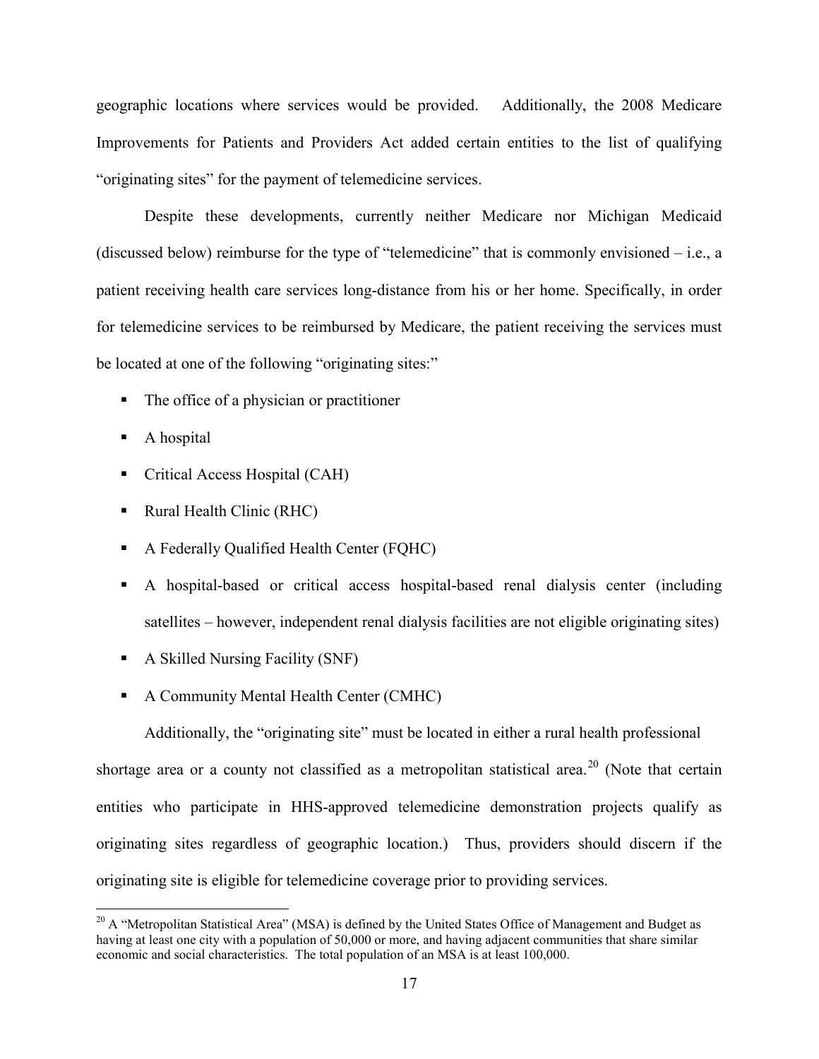geographic locations where services would be provided. Additionally, the 2008 Medicare Improvements for Patients and Providers Act added certain entities to the list of qualifying "originating sites" for the payment of telemedicine services.

Despite these developments, currently neither Medicare nor Michigan Medicaid (discussed below) reimburse for the type of "telemedicine" that is commonly envisioned – i.e., a patient receiving health care services long-distance from his or her home. Specifically, in order for telemedicine services to be reimbursed by Medicare, the patient receiving the services must be located at one of the following "originating sites:"

- The office of a physician or practitioner
- A hospital
- Critical Access Hospital (CAH)
- Rural Health Clinic (RHC)
- A Federally Qualified Health Center (FQHC)
- A hospital-based or critical access hospital-based renal dialysis center (including satellites – however, independent renal dialysis facilities are not eligible originating sites)
- A Skilled Nursing Facility (SNF)
- A Community Mental Health Center (CMHC)

Additionally, the "originating site" must be located in either a rural health professional shortage area or a county not classified as a metropolitan statistical area.[20] (Note that certain entities who participate in HHS-approved telemedicine demonstration projects qualify as originating sites regardless of geographic location.) Thus, providers should discern if the originating site is eligible for telemedicine coverage prior to providing services.

[20] A "Metropolitan Statistical Area" (MSA) is defined by the United States Office of Management and Budget as having at least one city with a population of 50,000 or more, and having adjacent communities that share similar economic and social characteristics. The total population of an MSA is at least 100,000.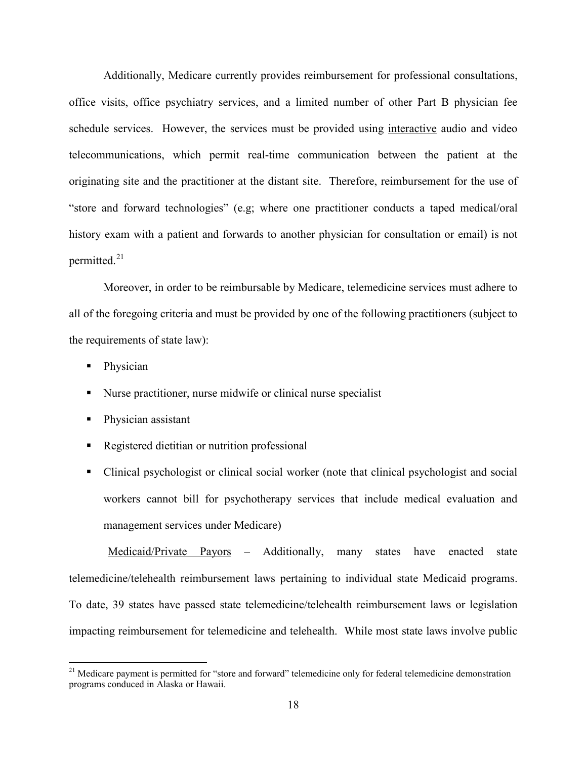Additionally, Medicare currently provides reimbursement for professional consultations, office visits, office psychiatry services, and a limited number of other Part B physician fee schedule services. However, the services must be provided using <u>interactive</u> audio and video telecommunications, which permit real-time communication between the patient at the originating site and the practitioner at the distant site. Therefore, reimbursement for the use of "store and forward technologies" (e.g; where one practitioner conducts a taped medical/oral history exam with a patient and forwards to another physician for consultation or email) is not permitted.[21]

Moreover, in order to be reimbursable by Medicare, telemedicine services must adhere to all of the foregoing criteria and must be provided by one of the following practitioners (subject to the requirements of state law):

- Physician
- Nurse practitioner, nurse midwife or clinical nurse specialist
- Physician assistant
- Registered dietitian or nutrition professional
- Clinical psychologist or clinical social worker (note that clinical psychologist and social workers cannot bill for psychotherapy services that include medical evaluation and management services under Medicare)

<u>Medicaid/Private Payors</u> – Additionally, many states have enacted state telemedicine/telehealth reimbursement laws pertaining to individual state Medicaid programs. To date, 39 states have passed state telemedicine/telehealth reimbursement laws or legislation impacting reimbursement for telemedicine and telehealth. While most state laws involve public

[21] Medicare payment is permitted for "store and forward" telemedicine only for federal telemedicine demonstration programs conduced in Alaska or Hawaii.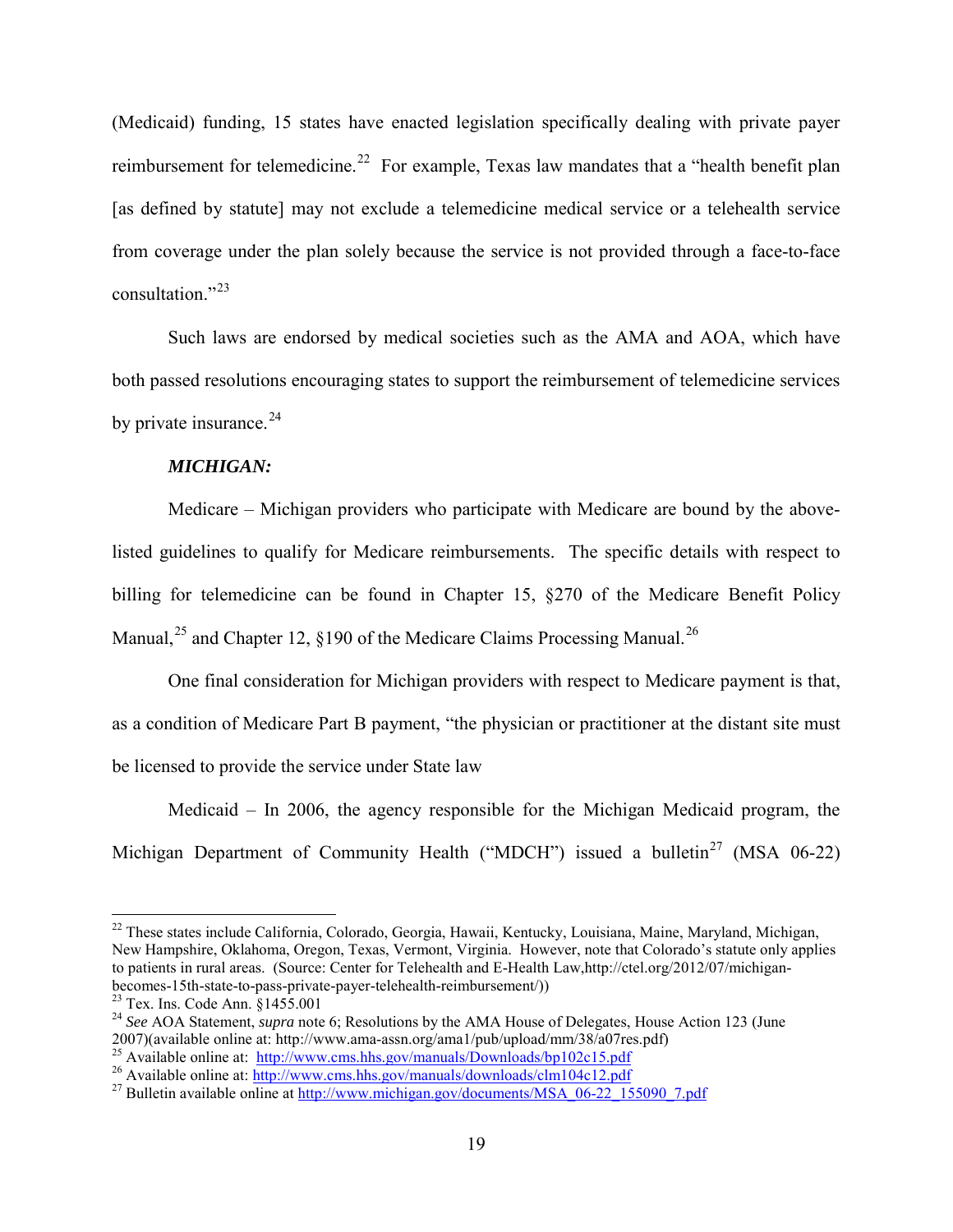(Medicaid) funding, 15 states have enacted legislation specifically dealing with private payer reimbursement for telemedicine.[22] For example, Texas law mandates that a "health benefit plan [as defined by statute] may not exclude a telemedicine medical service or a telehealth service from coverage under the plan solely because the service is not provided through a face-to-face consultation."[23]

Such laws are endorsed by medical societies such as the AMA and AOA, which have both passed resolutions encouraging states to support the reimbursement of telemedicine services by private insurance.[24]

***MICHIGAN:***

Medicare – Michigan providers who participate with Medicare are bound by the above-listed guidelines to qualify for Medicare reimbursements. The specific details with respect to billing for telemedicine can be found in Chapter 15, §270 of the Medicare Benefit Policy Manual,[25] and Chapter 12, §190 of the Medicare Claims Processing Manual.[26]

One final consideration for Michigan providers with respect to Medicare payment is that, as a condition of Medicare Part B payment, "the physician or practitioner at the distant site must be licensed to provide the service under State law

Medicaid – In 2006, the agency responsible for the Michigan Medicaid program, the Michigan Department of Community Health ("MDCH") issued a bulletin[27] (MSA 06-22)

---

[22] These states include California, Colorado, Georgia, Hawaii, Kentucky, Louisiana, Maine, Maryland, Michigan, New Hampshire, Oklahoma, Oregon, Texas, Vermont, Virginia. However, note that Colorado's statute only applies to patients in rural areas. (Source: Center for Telehealth and E-Health Law,http://ctel.org/2012/07/michigan-becomes-15th-state-to-pass-private-payer-telehealth-reimbursement/))

[23] Tex. Ins. Code Ann. §1455.001

[24] *See* AOA Statement, *supra* note 6; Resolutions by the AMA House of Delegates, House Action 123 (June 2007)(available online at: http://www.ama-assn.org/ama1/pub/upload/mm/38/a07res.pdf)

[25] Available online at: http://www.cms.hhs.gov/manuals/Downloads/bp102c15.pdf

[26] Available online at: http://www.cms.hhs.gov/manuals/downloads/clm104c12.pdf

[27] Bulletin available online at http://www.michigan.gov/documents/MSA_06-22_155090_7.pdf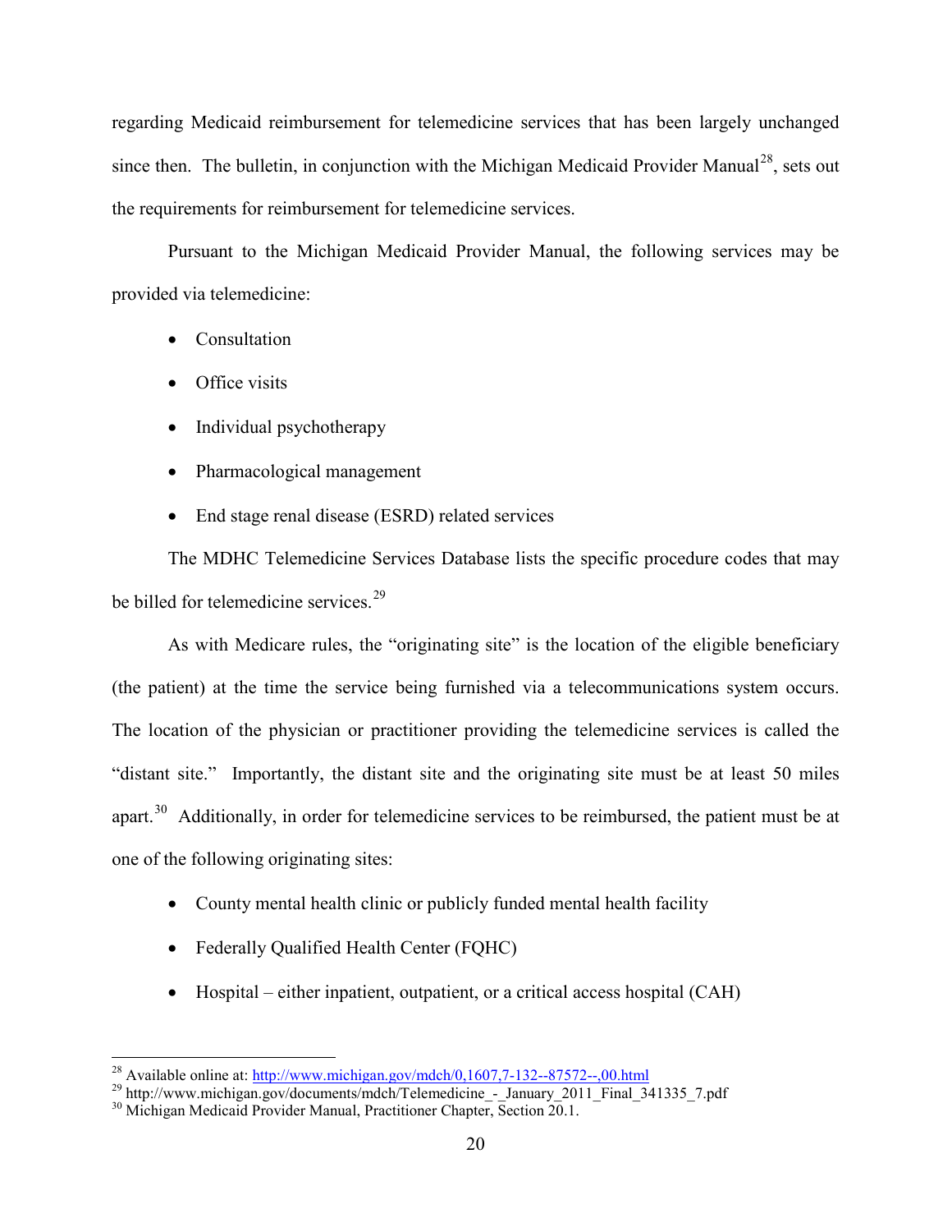regarding Medicaid reimbursement for telemedicine services that has been largely unchanged since then. The bulletin, in conjunction with the Michigan Medicaid Provider Manual[28], sets out the requirements for reimbursement for telemedicine services.

Pursuant to the Michigan Medicaid Provider Manual, the following services may be provided via telemedicine:

- Consultation
- Office visits
- Individual psychotherapy
- Pharmacological management
- End stage renal disease (ESRD) related services

The MDHC Telemedicine Services Database lists the specific procedure codes that may be billed for telemedicine services.[29]

As with Medicare rules, the "originating site" is the location of the eligible beneficiary (the patient) at the time the service being furnished via a telecommunications system occurs. The location of the physician or practitioner providing the telemedicine services is called the "distant site." Importantly, the distant site and the originating site must be at least 50 miles apart.[30] Additionally, in order for telemedicine services to be reimbursed, the patient must be at one of the following originating sites:

- County mental health clinic or publicly funded mental health facility
- Federally Qualified Health Center (FQHC)
- Hospital – either inpatient, outpatient, or a critical access hospital (CAH)

---

[28] Available online at: http://www.michigan.gov/mdch/0,1607,7-132--87572--,00.html

[29] http://www.michigan.gov/documents/mdch/Telemedicine_-_January_2011_Final_341335_7.pdf

[30] Michigan Medicaid Provider Manual, Practitioner Chapter, Section 20.1.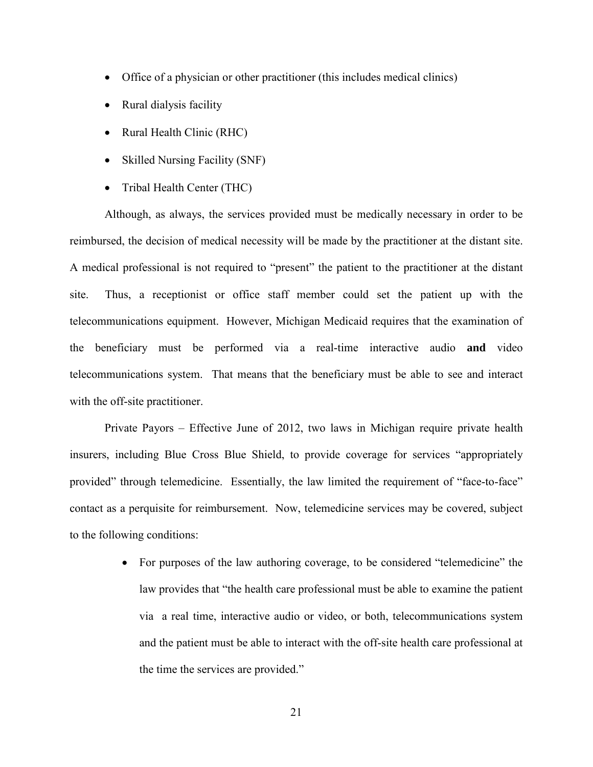- Office of a physician or other practitioner (this includes medical clinics)
- Rural dialysis facility
- Rural Health Clinic (RHC)
- Skilled Nursing Facility (SNF)
- Tribal Health Center (THC)

Although, as always, the services provided must be medically necessary in order to be reimbursed, the decision of medical necessity will be made by the practitioner at the distant site. A medical professional is not required to "present" the patient to the practitioner at the distant site. Thus, a receptionist or office staff member could set the patient up with the telecommunications equipment. However, Michigan Medicaid requires that the examination of the beneficiary must be performed via a real-time interactive audio **and** video telecommunications system. That means that the beneficiary must be able to see and interact with the off-site practitioner.

Private Payors – Effective June of 2012, two laws in Michigan require private health insurers, including Blue Cross Blue Shield, to provide coverage for services "appropriately provided" through telemedicine. Essentially, the law limited the requirement of "face-to-face" contact as a perquisite for reimbursement. Now, telemedicine services may be covered, subject to the following conditions:

- For purposes of the law authoring coverage, to be considered "telemedicine" the law provides that "the health care professional must be able to examine the patient via a real time, interactive audio or video, or both, telecommunications system and the patient must be able to interact with the off-site health care professional at the time the services are provided."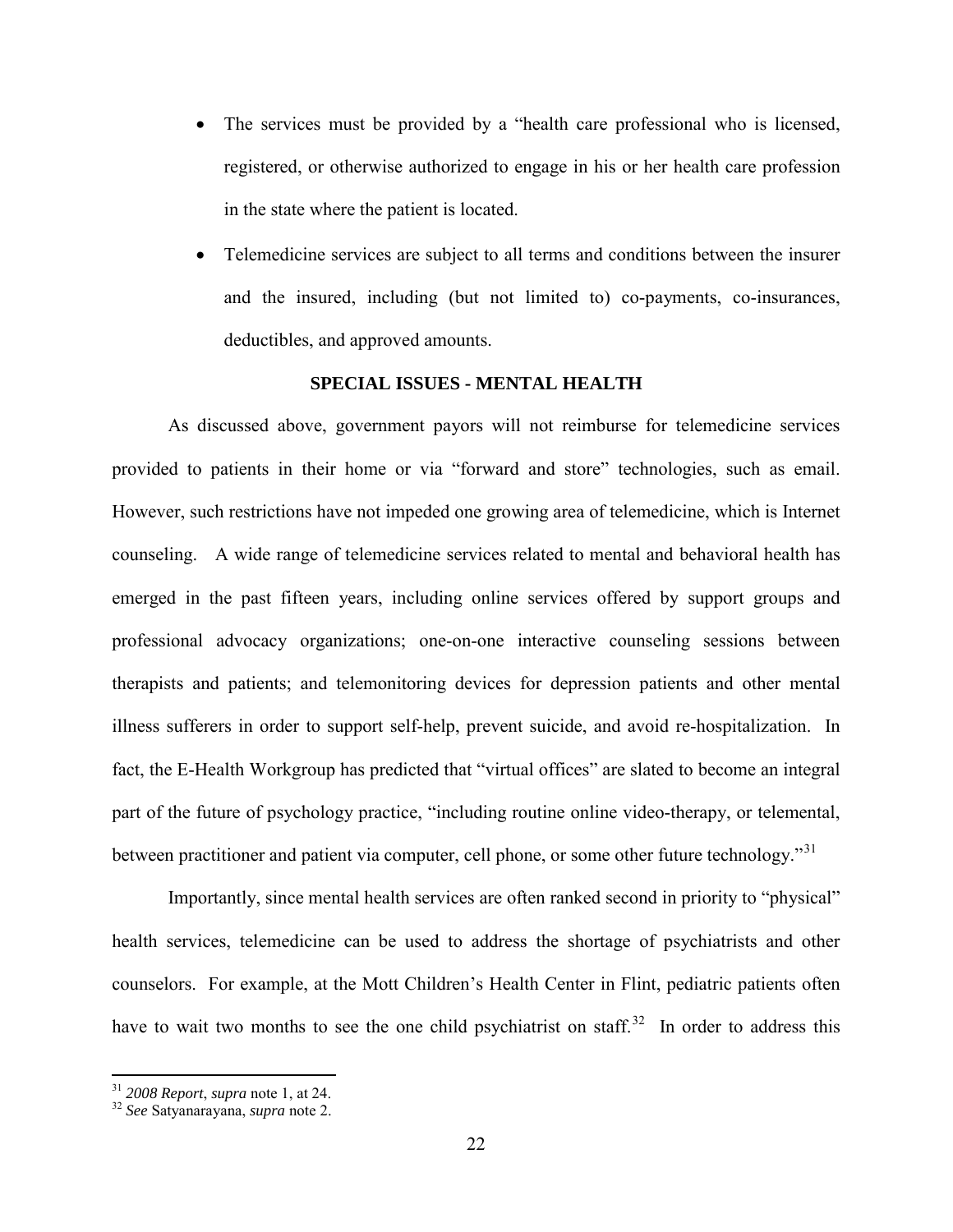- The services must be provided by a "health care professional who is licensed, registered, or otherwise authorized to engage in his or her health care profession in the state where the patient is located.
- Telemedicine services are subject to all terms and conditions between the insurer and the insured, including (but not limited to) co-payments, co-insurances, deductibles, and approved amounts.

## SPECIAL ISSUES - MENTAL HEALTH

As discussed above, government payors will not reimburse for telemedicine services provided to patients in their home or via "forward and store" technologies, such as email. However, such restrictions have not impeded one growing area of telemedicine, which is Internet counseling. A wide range of telemedicine services related to mental and behavioral health has emerged in the past fifteen years, including online services offered by support groups and professional advocacy organizations; one-on-one interactive counseling sessions between therapists and patients; and telemonitoring devices for depression patients and other mental illness sufferers in order to support self-help, prevent suicide, and avoid re-hospitalization. In fact, the E-Health Workgroup has predicted that "virtual offices" are slated to become an integral part of the future of psychology practice, "including routine online video-therapy, or telemental, between practitioner and patient via computer, cell phone, or some other future technology."[31]

Importantly, since mental health services are often ranked second in priority to "physical" health services, telemedicine can be used to address the shortage of psychiatrists and other counselors. For example, at the Mott Children's Health Center in Flint, pediatric patients often have to wait two months to see the one child psychiatrist on staff.[32] In order to address this

[31] *2008 Report*, *supra* note 1, at 24.

[32] *See* Satyanarayana, *supra* note 2.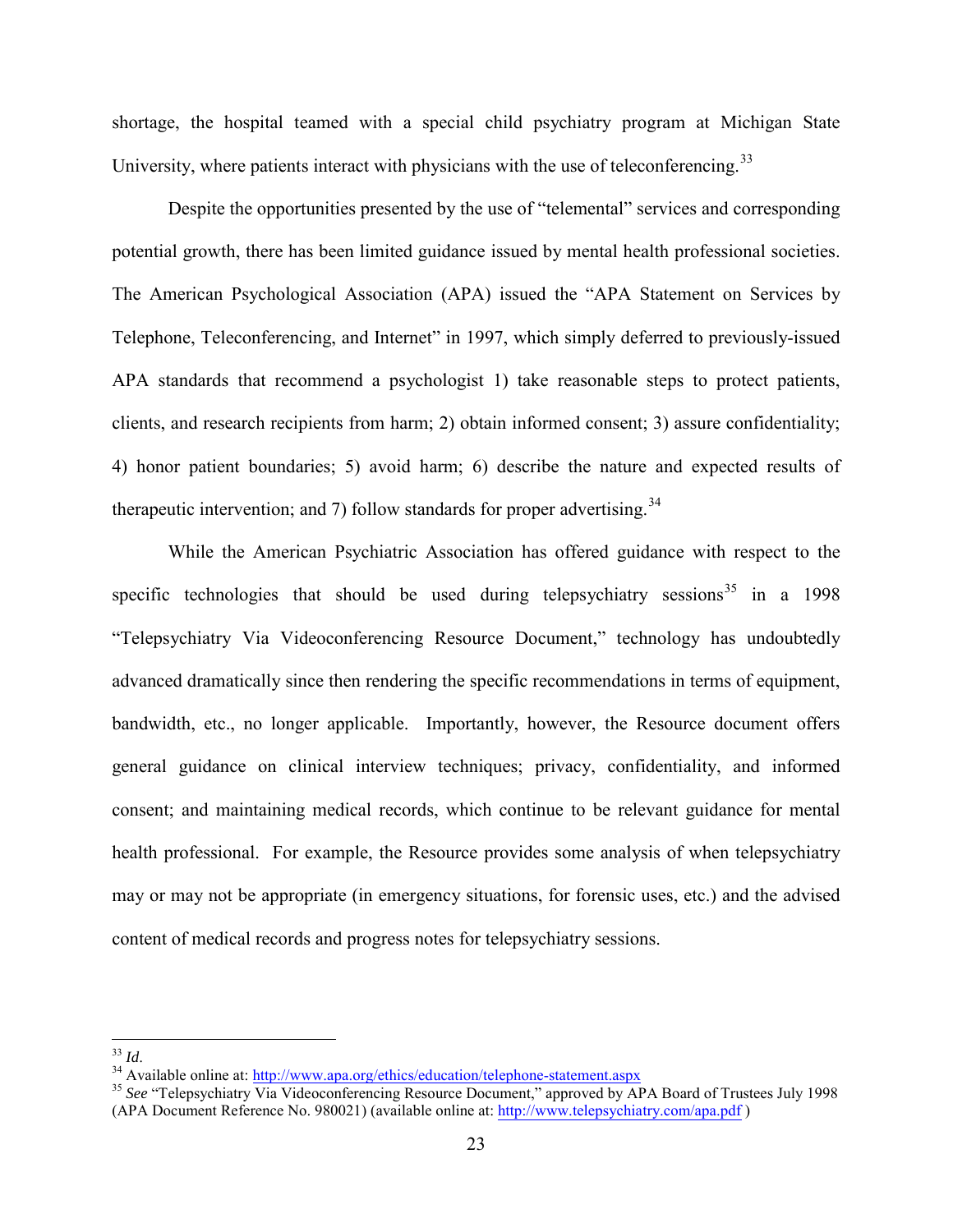shortage, the hospital teamed with a special child psychiatry program at Michigan State University, where patients interact with physicians with the use of teleconferencing.[33]

Despite the opportunities presented by the use of "telemental" services and corresponding potential growth, there has been limited guidance issued by mental health professional societies. The American Psychological Association (APA) issued the "APA Statement on Services by Telephone, Teleconferencing, and Internet" in 1997, which simply deferred to previously-issued APA standards that recommend a psychologist 1) take reasonable steps to protect patients, clients, and research recipients from harm; 2) obtain informed consent; 3) assure confidentiality; 4) honor patient boundaries; 5) avoid harm; 6) describe the nature and expected results of therapeutic intervention; and 7) follow standards for proper advertising.[34]

While the American Psychiatric Association has offered guidance with respect to the specific technologies that should be used during telepsychiatry sessions[35] in a 1998 "Telepsychiatry Via Videoconferencing Resource Document," technology has undoubtedly advanced dramatically since then rendering the specific recommendations in terms of equipment, bandwidth, etc., no longer applicable. Importantly, however, the Resource document offers general guidance on clinical interview techniques; privacy, confidentiality, and informed consent; and maintaining medical records, which continue to be relevant guidance for mental health professional. For example, the Resource provides some analysis of when telepsychiatry may or may not be appropriate (in emergency situations, for forensic uses, etc.) and the advised content of medical records and progress notes for telepsychiatry sessions.

---

[33] *Id*.

[34] Available online at: http://www.apa.org/ethics/education/telephone-statement.aspx

[35] *See* "Telepsychiatry Via Videoconferencing Resource Document," approved by APA Board of Trustees July 1998 (APA Document Reference No. 980021) (available online at: http://www.telepsychiatry.com/apa.pdf )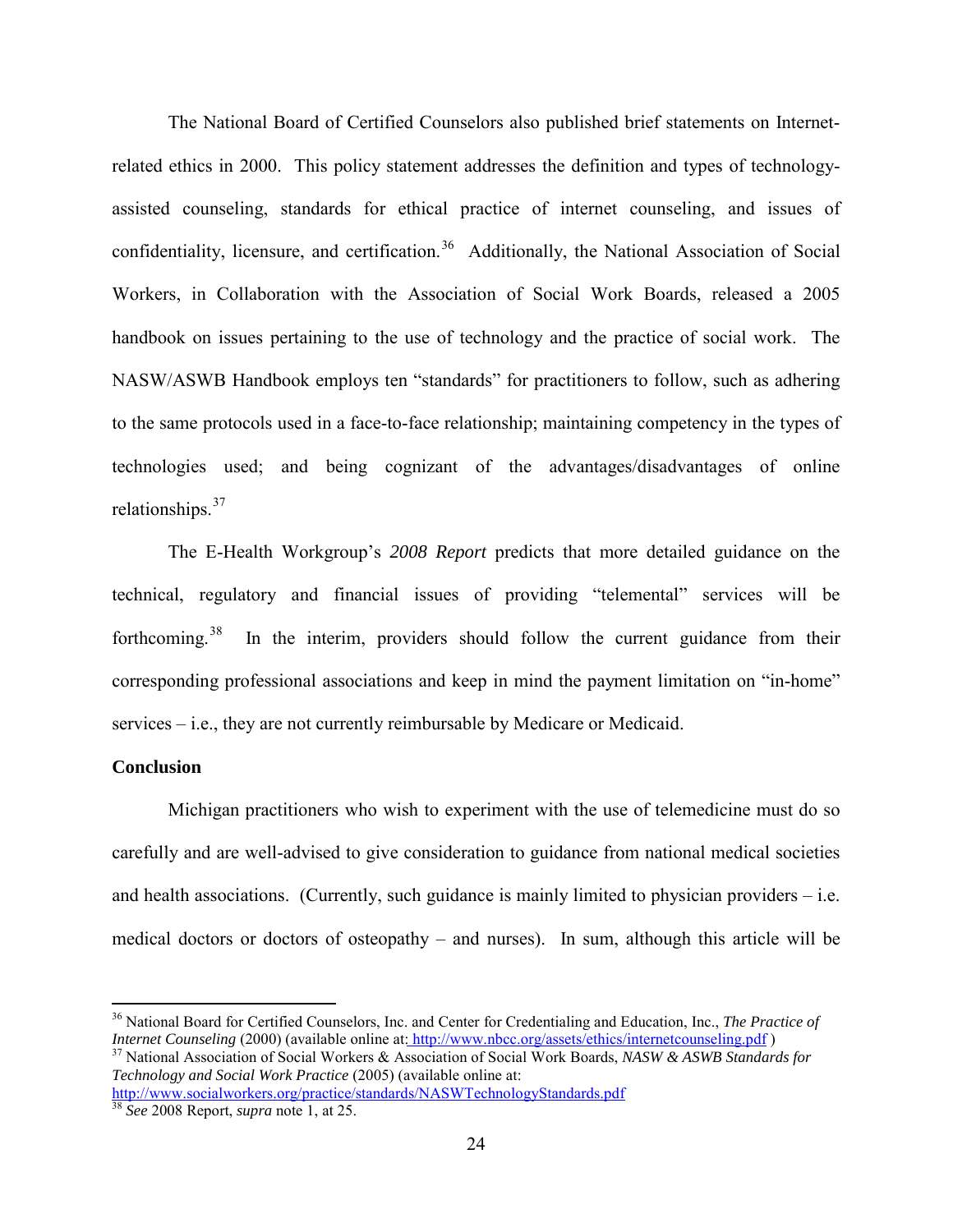The National Board of Certified Counselors also published brief statements on Internet-related ethics in 2000. This policy statement addresses the definition and types of technology-assisted counseling, standards for ethical practice of internet counseling, and issues of confidentiality, licensure, and certification.[36] Additionally, the National Association of Social Workers, in Collaboration with the Association of Social Work Boards, released a 2005 handbook on issues pertaining to the use of technology and the practice of social work. The NASW/ASWB Handbook employs ten "standards" for practitioners to follow, such as adhering to the same protocols used in a face-to-face relationship; maintaining competency in the types of technologies used; and being cognizant of the advantages/disadvantages of online relationships.[37]

The E-Health Workgroup's *2008 Report* predicts that more detailed guidance on the technical, regulatory and financial issues of providing "telemental" services will be forthcoming.[38] In the interim, providers should follow the current guidance from their corresponding professional associations and keep in mind the payment limitation on "in-home" services – i.e., they are not currently reimbursable by Medicare or Medicaid.

**Conclusion**

Michigan practitioners who wish to experiment with the use of telemedicine must do so carefully and are well-advised to give consideration to guidance from national medical societies and health associations. (Currently, such guidance is mainly limited to physician providers – i.e. medical doctors or doctors of osteopathy – and nurses). In sum, although this article will be

---

[36] National Board for Certified Counselors, Inc. and Center for Credentialing and Education, Inc., *The Practice of Internet Counseling* (2000) (available online at: http://www.nbcc.org/assets/ethics/internetcounseling.pdf )

[37] National Association of Social Workers & Association of Social Work Boards, *NASW & ASWB Standards for Technology and Social Work Practice* (2005) (available online at: http://www.socialworkers.org/practice/standards/NASWTechnologyStandards.pdf

[38] *See* 2008 Report, *supra* note 1, at 25.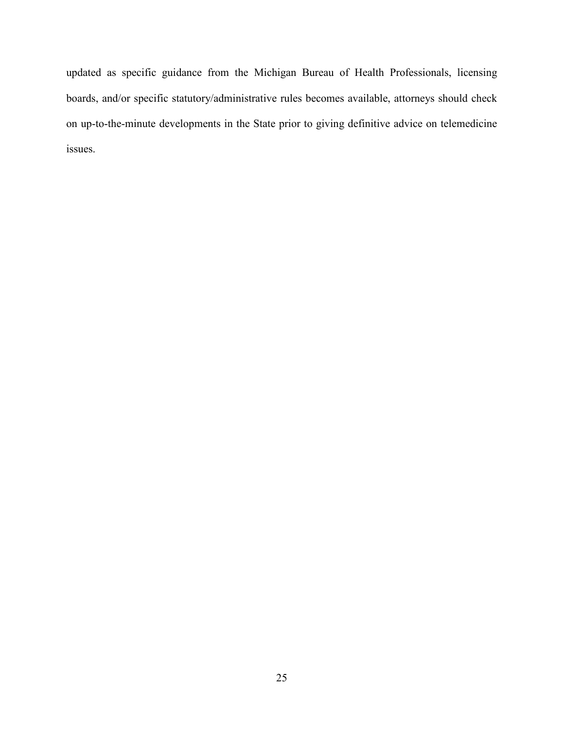updated as specific guidance from the Michigan Bureau of Health Professionals, licensing boards, and/or specific statutory/administrative rules becomes available, attorneys should check on up-to-the-minute developments in the State prior to giving definitive advice on telemedicine issues.